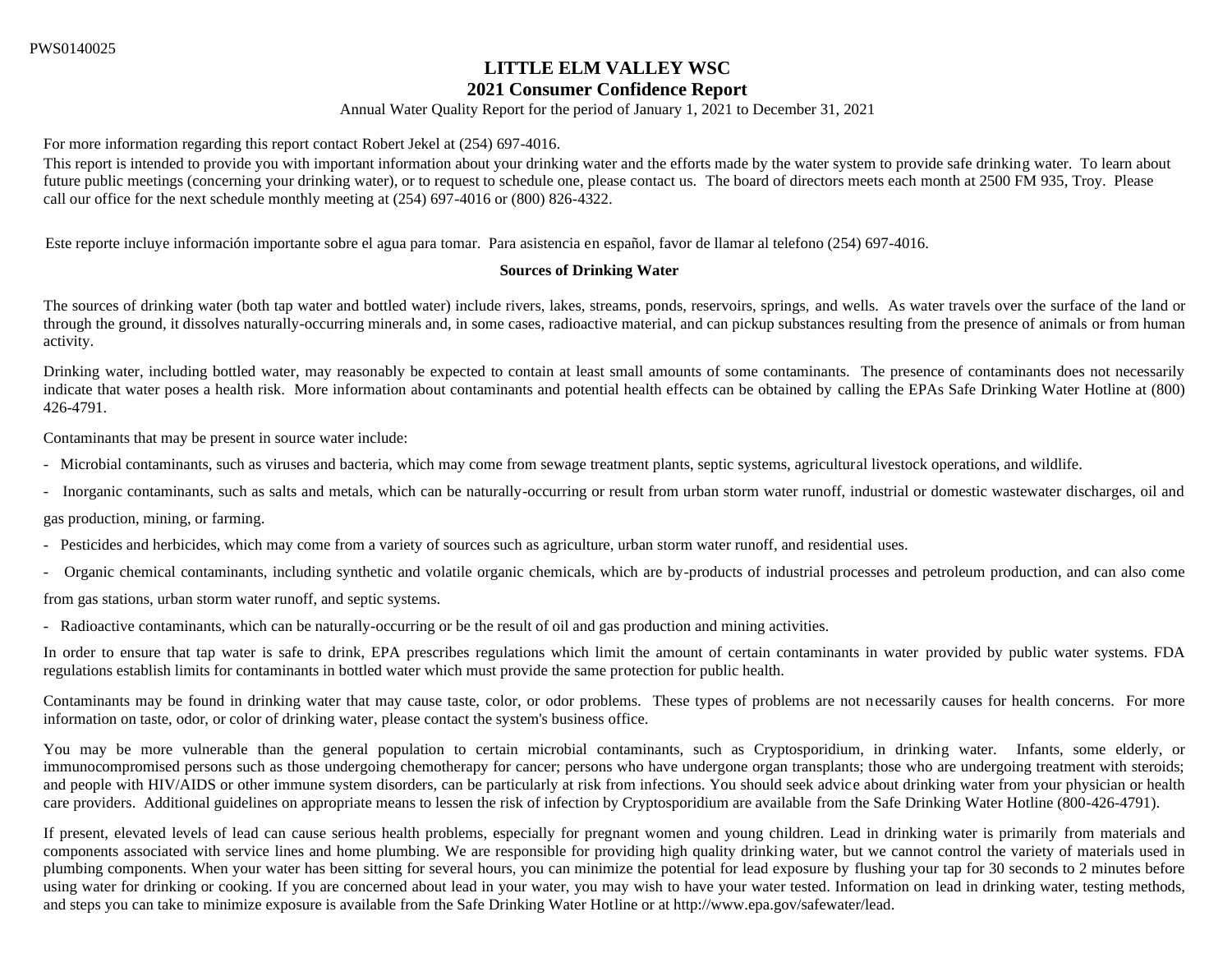PWS0140025

# LITTLE ELM VALLEY WSC

## 2021 Consumer Confidence Report

Annual Water Quality Report for the period of January 1, 2021 to December 31, 2021

For more information regarding this report contact Robert Jekel at (254) 697-4016.

This report is intended to provide you with important information about your drinking water and the efforts made by the water system to provide safe drinking water. To learn about future public meetings (concerning your drinking water), or to request to schedule one, please contact us. The board of directors meets each month at 2500 FM 935, Troy. Please call our office for the next schedule monthly meeting at (254) 697-4016 or (800) 826-4322.

Este reporte incluye información importante sobre el agua para tomar. Para asistencia en español, favor de llamar al telefono (254) 697-4016.

### Sources of Drinking Water

The sources of drinking water (both tap water and bottled water) include rivers, lakes, streams, ponds, reservoirs, springs, and wells. As water travels over the surface of the land or through the ground, it dissolves naturally-occurring minerals and, in some cases, radioactive material, and can pickup substances resulting from the presence of animals or from human activity.

Drinking water, including bottled water, may reasonably be expected to contain at least small amounts of some contaminants. The presence of contaminants does not necessarily indicate that water poses a health risk. More information about contaminants and potential health effects can be obtained by calling the EPAs Safe Drinking Water Hotline at (800) 426-4791.

Contaminants that may be present in source water include:

- Microbial contaminants, such as viruses and bacteria, which may come from sewage treatment plants, septic systems, agricultural livestock operations, and wildlife.
- Inorganic contaminants, such as salts and metals, which can be naturally-occurring or result from urban storm water runoff, industrial or domestic wastewater discharges, oil and gas production, mining, or farming.
- Pesticides and herbicides, which may come from a variety of sources such as agriculture, urban storm water runoff, and residential uses.
- Organic chemical contaminants, including synthetic and volatile organic chemicals, which are by-products of industrial processes and petroleum production, and can also come from gas stations, urban storm water runoff, and septic systems.
- Radioactive contaminants, which can be naturally-occurring or be the result of oil and gas production and mining activities.

In order to ensure that tap water is safe to drink, EPA prescribes regulations which limit the amount of certain contaminants in water provided by public water systems. FDA regulations establish limits for contaminants in bottled water which must provide the same protection for public health.

Contaminants may be found in drinking water that may cause taste, color, or odor problems. These types of problems are not necessarily causes for health concerns. For more information on taste, odor, or color of drinking water, please contact the system's business office.

You may be more vulnerable than the general population to certain microbial contaminants, such as Cryptosporidium, in drinking water. Infants, some elderly, or immunocompromised persons such as those undergoing chemotherapy for cancer; persons who have undergone organ transplants; those who are undergoing treatment with steroids; and people with HIV/AIDS or other immune system disorders, can be particularly at risk from infections. You should seek advice about drinking water from your physician or health care providers. Additional guidelines on appropriate means to lessen the risk of infection by Cryptosporidium are available from the Safe Drinking Water Hotline (800-426-4791).

If present, elevated levels of lead can cause serious health problems, especially for pregnant women and young children. Lead in drinking water is primarily from materials and components associated with service lines and home plumbing. We are responsible for providing high quality drinking water, but we cannot control the variety of materials used in plumbing components. When your water has been sitting for several hours, you can minimize the potential for lead exposure by flushing your tap for 30 seconds to 2 minutes before using water for drinking or cooking. If you are concerned about lead in your water, you may wish to have your water tested. Information on lead in drinking water, testing methods, and steps you can take to minimize exposure is available from the Safe Drinking Water Hotline or at http://www.epa.gov/safewater/lead.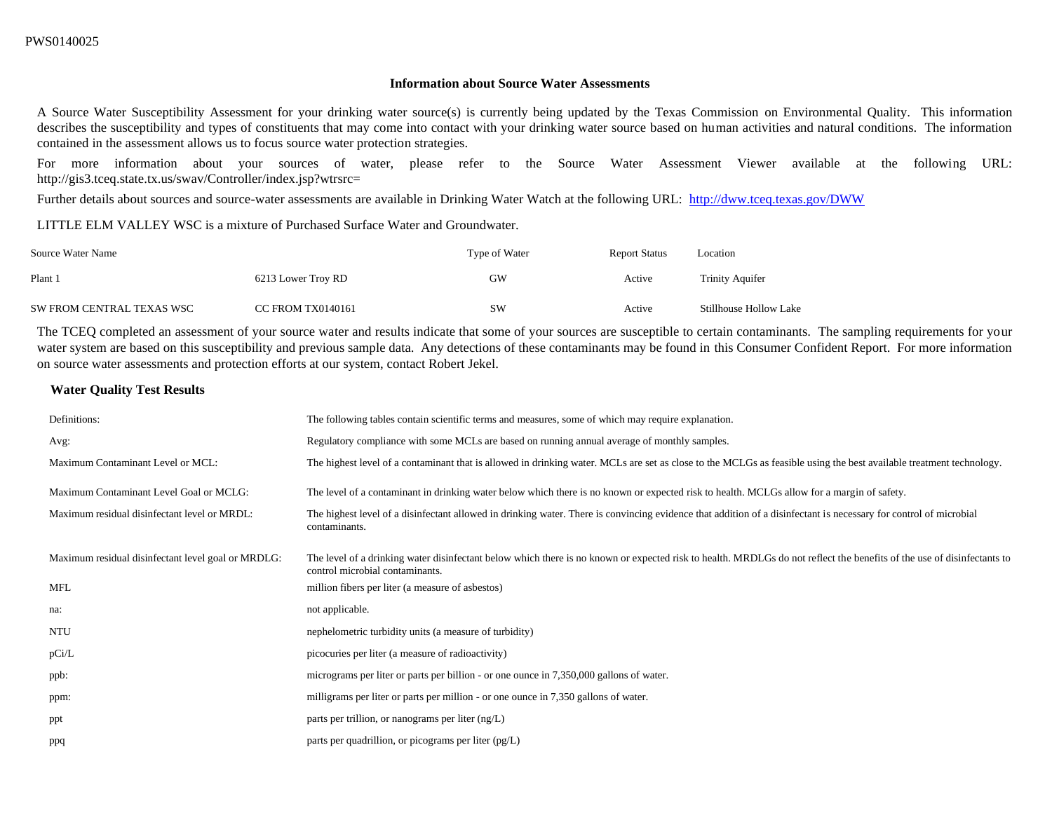PWS0140025

## Information about Source Water Assessments

A Source Water Susceptibility Assessment for your drinking water source(s) is currently being updated by the Texas Commission on Environmental Quality. This information describes the susceptibility and types of constituents that may come into contact with your drinking water source based on human activities and natural conditions. The information contained in the assessment allows us to focus source water protection strategies.

For more information about your sources of water, please refer to the Source Water Assessment Viewer available at the following URL: http://gis3.tceq.state.tx.us/swav/Controller/index.jsp?wtrsrc=

Further details about sources and source-water assessments are available in Drinking Water Watch at the following URL: http://dww.tceq.texas.gov/DWW

LITTLE ELM VALLEY WSC is a mixture of Purchased Surface Water and Groundwater.

| Source Water Name | | Type of Water | Report Status | Location |
|---|---|---|---|---|
| Plant 1 | 6213 Lower Troy RD | GW | Active | Trinity Aquifer |
| SW FROM CENTRAL TEXAS WSC | CC FROM TX0140161 | SW | Active | Stillhouse Hollow Lake |

The TCEQ completed an assessment of your source water and results indicate that some of your sources are susceptible to certain contaminants. The sampling requirements for your water system are based on this susceptibility and previous sample data. Any detections of these contaminants may be found in this Consumer Confident Report. For more information on source water assessments and protection efforts at our system, contact Robert Jekel.

### Water Quality Test Results

| Definitions: | The following tables contain scientific terms and measures, some of which may require explanation. |
|---|---|
| Avg: | Regulatory compliance with some MCLs are based on running annual average of monthly samples. |
| Maximum Contaminant Level or MCL: | The highest level of a contaminant that is allowed in drinking water. MCLs are set as close to the MCLGs as feasible using the best available treatment technology. |
| Maximum Contaminant Level Goal or MCLG: | The level of a contaminant in drinking water below which there is no known or expected risk to health. MCLGs allow for a margin of safety. |
| Maximum residual disinfectant level or MRDL: | The highest level of a disinfectant allowed in drinking water. There is convincing evidence that addition of a disinfectant is necessary for control of microbial contaminants. |
| Maximum residual disinfectant level goal or MRDLG: | The level of a drinking water disinfectant below which there is no known or expected risk to health. MRDLGs do not reflect the benefits of the use of disinfectants to control microbial contaminants. |
| MFL | million fibers per liter (a measure of asbestos) |
| na: | not applicable. |
| NTU | nephelometric turbidity units (a measure of turbidity) |
| pCi/L | picocuries per liter (a measure of radioactivity) |
| ppb: | micrograms per liter or parts per billion - or one ounce in 7,350,000 gallons of water. |
| ppm: | milligrams per liter or parts per million - or one ounce in 7,350 gallons of water. |
| ppt | parts per trillion, or nanograms per liter (ng/L) |
| ppq | parts per quadrillion, or picograms per liter (pg/L) |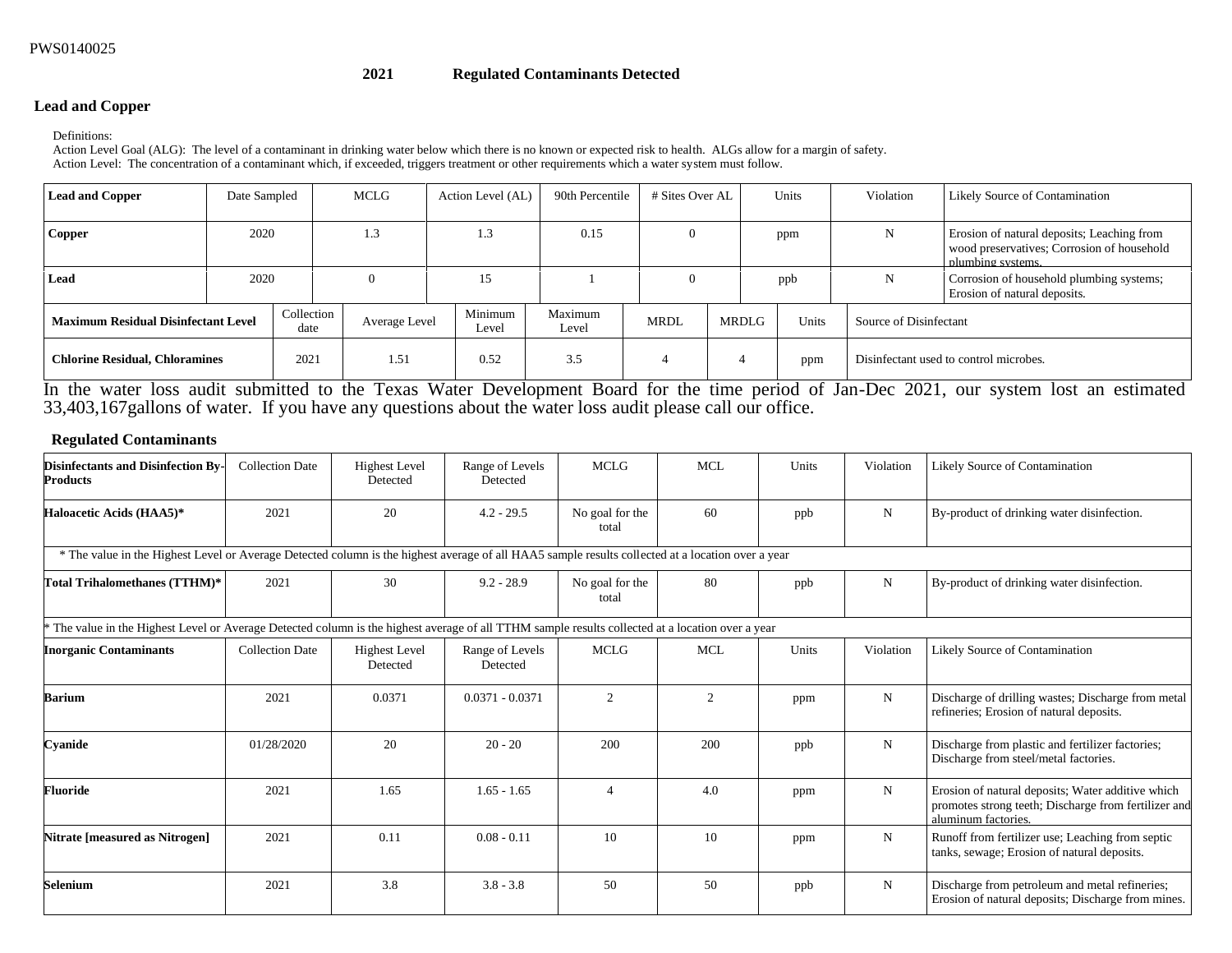PWS0140025

## 2021 Regulated Contaminants Detected

### Lead and Copper

Definitions:
Action Level Goal (ALG): The level of a contaminant in drinking water below which there is no known or expected risk to health. ALGs allow for a margin of safety.
Action Level: The concentration of a contaminant which, if exceeded, triggers treatment or other requirements which a water system must follow.

| Lead and Copper | Date Sampled | MCLG | Action Level (AL) | 90th Percentile | # Sites Over AL | Units | Violation | Likely Source of Contamination |
|---|---|---|---|---|---|---|---|---|
| **Copper** | 2020 | 1.3 | 1.3 | 0.15 | 0 | ppm | N | Erosion of natural deposits; Leaching from wood preservatives; Corrosion of household plumbing systems. |
| **Lead** | 2020 | 0 | 15 | 1 | 0 | ppb | N | Corrosion of household plumbing systems; Erosion of natural deposits. |

| Maximum Residual Disinfectant Level | Collection date | Average Level | Minimum Level | Maximum Level | MRDL | MRDLG | Units | Source of Disinfectant |
|---|---|---|---|---|---|---|---|---|
| **Chlorine Residual, Chloramines** | 2021 | 1.51 | 0.52 | 3.5 | 4 | 4 | ppm | Disinfectant used to control microbes. |

In the water loss audit submitted to the Texas Water Development Board for the time period of Jan-Dec 2021, our system lost an estimated 33,403,167gallons of water. If you have any questions about the water loss audit please call our office.

### Regulated Contaminants

| Disinfectants and Disinfection By-Products | Collection Date | Highest Level Detected | Range of Levels Detected | MCLG | MCL | Units | Violation | Likely Source of Contamination |
|---|---|---|---|---|---|---|---|---|
| **Haloacetic Acids (HAA5)*** | 2021 | 20 | 4.2 - 29.5 | No goal for the total | 60 | ppb | N | By-product of drinking water disinfection. |
| * The value in the Highest Level or Average Detected column is the highest average of all HAA5 sample results collected at a location over a year | | | | | | | | |
| **Total Trihalomethanes (TTHM)*** | 2021 | 30 | 9.2 - 28.9 | No goal for the total | 80 | ppb | N | By-product of drinking water disinfection. |
| * The value in the Highest Level or Average Detected column is the highest average of all TTHM sample results collected at a location over a year | | | | | | | | |

| Inorganic Contaminants | Collection Date | Highest Level Detected | Range of Levels Detected | MCLG | MCL | Units | Violation | Likely Source of Contamination |
|---|---|---|---|---|---|---|---|---|
| **Barium** | 2021 | 0.0371 | 0.0371 - 0.0371 | 2 | 2 | ppm | N | Discharge of drilling wastes; Discharge from metal refineries; Erosion of natural deposits. |
| **Cyanide** | 01/28/2020 | 20 | 20 - 20 | 200 | 200 | ppb | N | Discharge from plastic and fertilizer factories; Discharge from steel/metal factories. |
| **Fluoride** | 2021 | 1.65 | 1.65 - 1.65 | 4 | 4.0 | ppm | N | Erosion of natural deposits; Water additive which promotes strong teeth; Discharge from fertilizer and aluminum factories. |
| **Nitrate [measured as Nitrogen]** | 2021 | 0.11 | 0.08 - 0.11 | 10 | 10 | ppm | N | Runoff from fertilizer use; Leaching from septic tanks, sewage; Erosion of natural deposits. |
| **Selenium** | 2021 | 3.8 | 3.8 - 3.8 | 50 | 50 | ppb | N | Discharge from petroleum and metal refineries; Erosion of natural deposits; Discharge from mines. |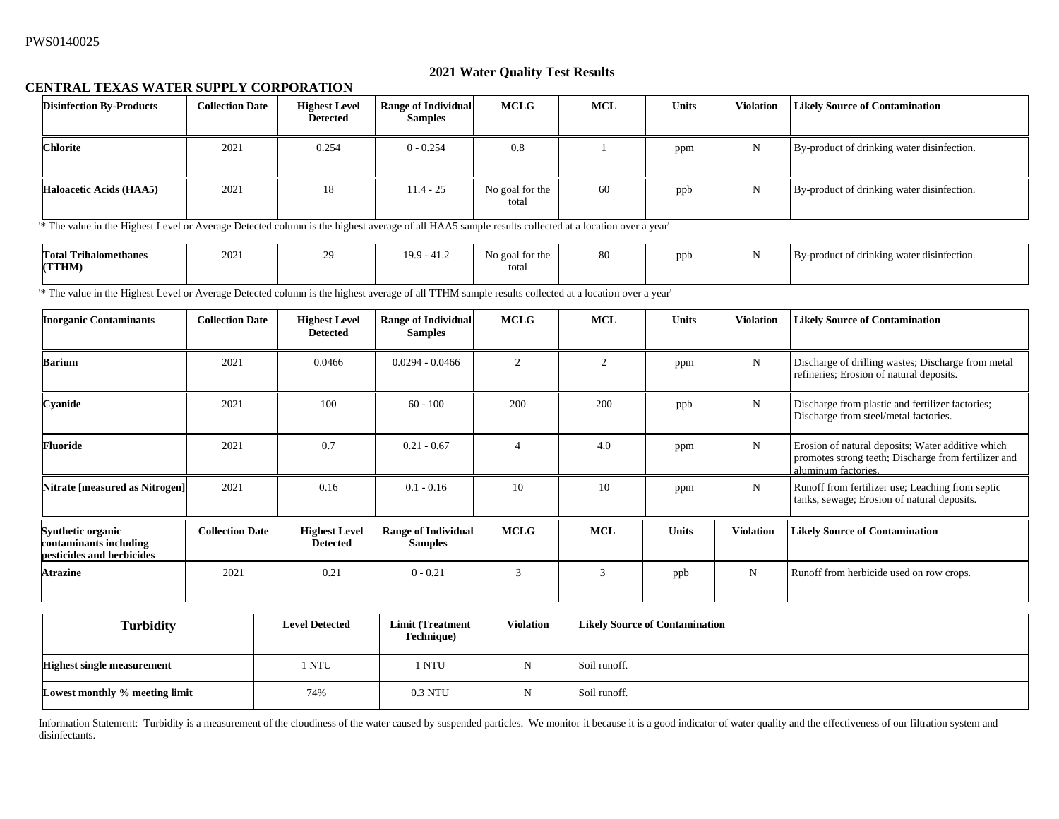PWS0140025

## 2021 Water Quality Test Results

### CENTRAL TEXAS WATER SUPPLY CORPORATION

| Disinfection By-Products | Collection Date | Highest Level Detected | Range of Individual Samples | MCLG | MCL | Units | Violation | Likely Source of Contamination |
|---|---|---|---|---|---|---|---|---|
| Chlorite | 2021 | 0.254 | 0 - 0.254 | 0.8 | 1 | ppm | N | By-product of drinking water disinfection. |
| Haloacetic Acids (HAA5) | 2021 | 18 | 11.4 - 25 | No goal for the total | 60 | ppb | N | By-product of drinking water disinfection. |

'* The value in the Highest Level or Average Detected column is the highest average of all HAA5 sample results collected at a location over a year'

| Disinfection By-Products | Collection Date | Highest Level Detected | Range of Individual Samples | MCLG | MCL | Units | Violation | Likely Source of Contamination |
|---|---|---|---|---|---|---|---|---|
| Total Trihalomethanes (TTHM) | 2021 | 29 | 19.9 - 41.2 | No goal for the total | 80 | ppb | N | By-product of drinking water disinfection. |

'* The value in the Highest Level or Average Detected column is the highest average of all TTHM sample results collected at a location over a year'

| Inorganic Contaminants | Collection Date | Highest Level Detected | Range of Individual Samples | MCLG | MCL | Units | Violation | Likely Source of Contamination |
|---|---|---|---|---|---|---|---|---|
| Barium | 2021 | 0.0466 | 0.0294 - 0.0466 | 2 | 2 | ppm | N | Discharge of drilling wastes; Discharge from metal refineries; Erosion of natural deposits. |
| Cyanide | 2021 | 100 | 60 - 100 | 200 | 200 | ppb | N | Discharge from plastic and fertilizer factories; Discharge from steel/metal factories. |
| Fluoride | 2021 | 0.7 | 0.21 - 0.67 | 4 | 4.0 | ppm | N | Erosion of natural deposits; Water additive which promotes strong teeth; Discharge from fertilizer and aluminum factories. |
| Nitrate [measured as Nitrogen] | 2021 | 0.16 | 0.1 - 0.16 | 10 | 10 | ppm | N | Runoff from fertilizer use; Leaching from septic tanks, sewage; Erosion of natural deposits. |

| Synthetic organic contaminants including pesticides and herbicides | Collection Date | Highest Level Detected | Range of Individual Samples | MCLG | MCL | Units | Violation | Likely Source of Contamination |
|---|---|---|---|---|---|---|---|---|
| Atrazine | 2021 | 0.21 | 0 - 0.21 | 3 | 3 | ppb | N | Runoff from herbicide used on row crops. |

| Turbidity | Level Detected | Limit (Treatment Technique) | Violation | Likely Source of Contamination |
|---|---|---|---|---|
| Highest single measurement | 1 NTU | 1 NTU | N | Soil runoff. |
| Lowest monthly % meeting limit | 74% | 0.3 NTU | N | Soil runoff. |

Information Statement: Turbidity is a measurement of the cloudiness of the water caused by suspended particles. We monitor it because it is a good indicator of water quality and the effectiveness of our filtration system and disinfectants.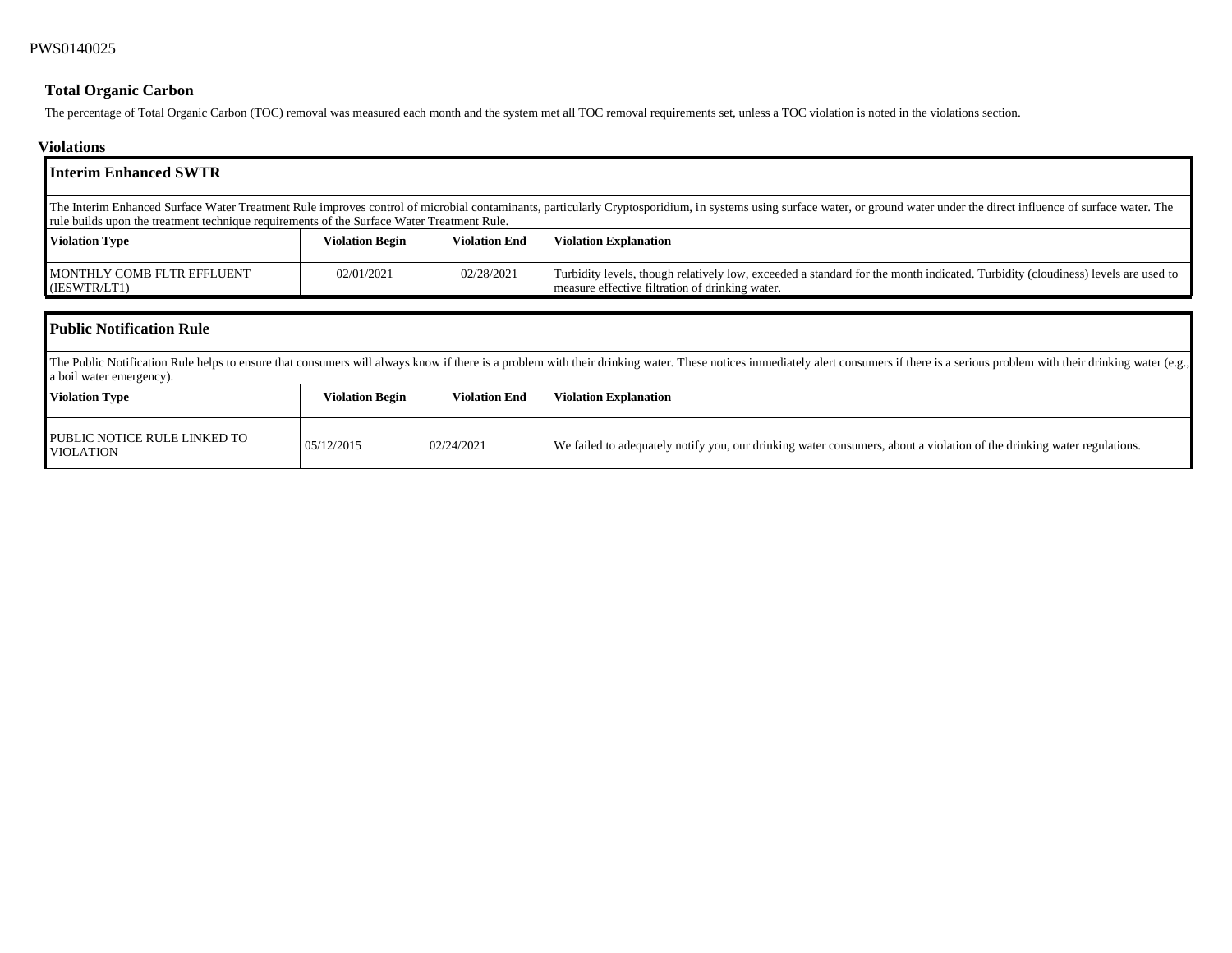PWS0140025

## Total Organic Carbon

The percentage of Total Organic Carbon (TOC) removal was measured each month and the system met all TOC removal requirements set, unless a TOC violation is noted in the violations section.

## Violations

### Interim Enhanced SWTR

The Interim Enhanced Surface Water Treatment Rule improves control of microbial contaminants, particularly Cryptosporidium, in systems using surface water, or ground water under the direct influence of surface water. The rule builds upon the treatment technique requirements of the Surface Water Treatment Rule.

| Violation Type | Violation Begin | Violation End | Violation Explanation |
| --- | --- | --- | --- |
| MONTHLY COMB FLTR EFFLUENT (IESWTR/LT1) | 02/01/2021 | 02/28/2021 | Turbidity levels, though relatively low, exceeded a standard for the month indicated. Turbidity (cloudiness) levels are used to measure effective filtration of drinking water. |

### Public Notification Rule

The Public Notification Rule helps to ensure that consumers will always know if there is a problem with their drinking water. These notices immediately alert consumers if there is a serious problem with their drinking water (e.g., a boil water emergency).

| Violation Type | Violation Begin | Violation End | Violation Explanation |
| --- | --- | --- | --- |
| PUBLIC NOTICE RULE LINKED TO VIOLATION | 05/12/2015 | 02/24/2021 | We failed to adequately notify you, our drinking water consumers, about a violation of the drinking water regulations. |